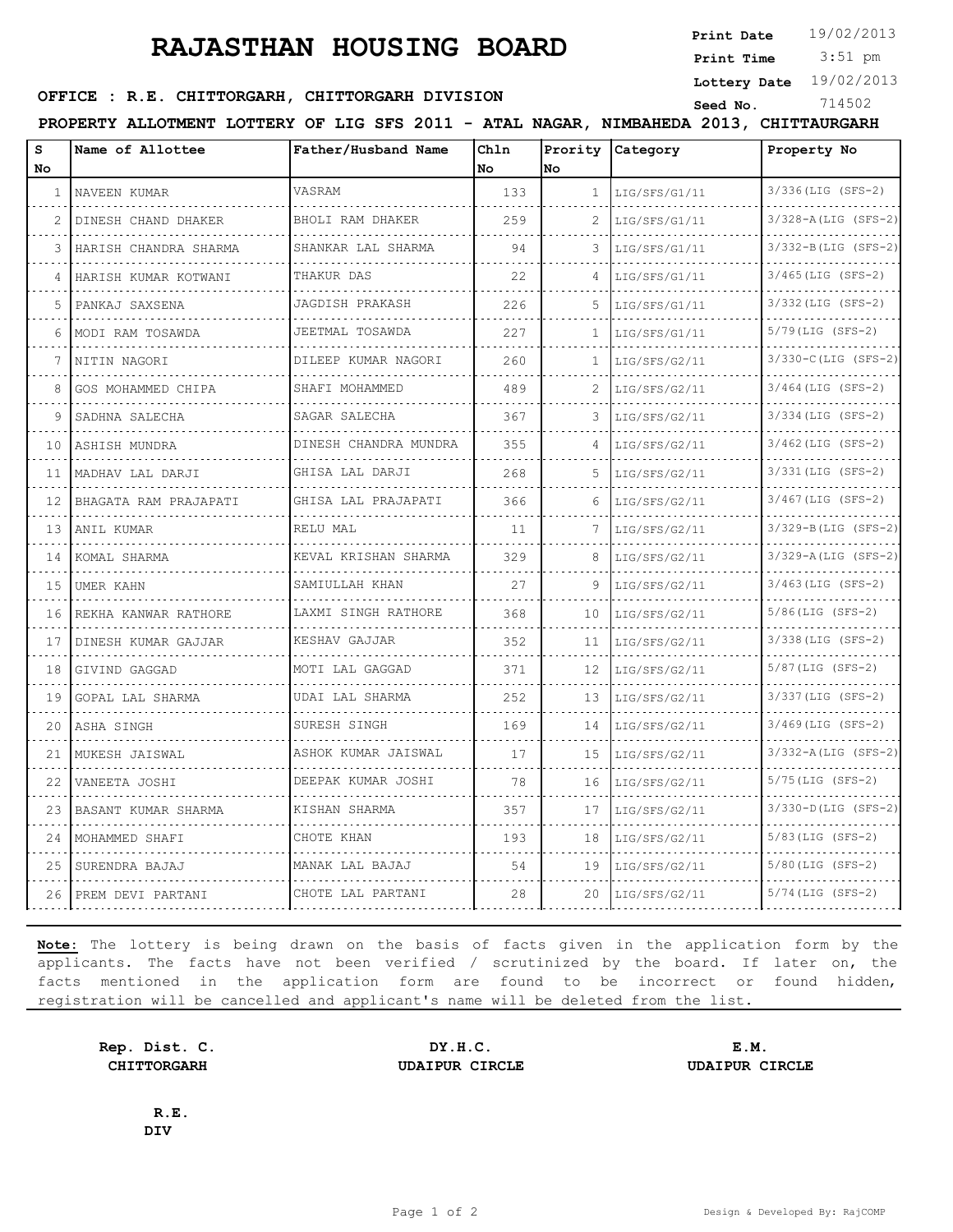# RAJASTHAN HOUSING BOARD

**Print Date** 19/02/2013
**Print Time** 3:51 pm
**Lottery Date** 19/02/2013
**Seed No.** 714502

**OFFICE : R.E. CHITTORGARH, CHITTORGARH DIVISION**

**PROPERTY ALLOTMENT LOTTERY OF LIG SFS 2011 - ATAL NAGAR, NIMBAHEDA 2013, CHITTAURGARH**

| S No | Name of Allottee | Father/Husband Name | Chln No | Prority No | Category | Property No |
|---|---|---|---|---|---|---|
| 1 | NAVEEN KUMAR | VASRAM | 133 | 1 | LIG/SFS/G1/11 | 3/336(LIG (SFS-2) |
| 2 | DINESH CHAND DHAKER | BHOLI RAM DHAKER | 259 | 2 | LIG/SFS/G1/11 | 3/328-A(LIG (SFS-2) |
| 3 | HARISH CHANDRA SHARMA | SHANKAR LAL SHARMA | 94 | 3 | LIG/SFS/G1/11 | 3/332-B(LIG (SFS-2) |
| 4 | HARISH KUMAR KOTWANI | THAKUR DAS | 22 | 4 | LIG/SFS/G1/11 | 3/465(LIG (SFS-2) |
| 5 | PANKAJ SAXSENA | JAGDISH PRAKASH | 226 | 5 | LIG/SFS/G1/11 | 3/332(LIG (SFS-2) |
| 6 | MODI RAM TOSAWDA | JEETMAL TOSAWDA | 227 | 1 | LIG/SFS/G1/11 | 5/79(LIG (SFS-2) |
| 7 | NITIN NAGORI | DILEEP KUMAR NAGORI | 260 | 1 | LIG/SFS/G2/11 | 3/330-C(LIG (SFS-2) |
| 8 | GOS MOHAMMED CHIPA | SHAFI MOHAMMED | 489 | 2 | LIG/SFS/G2/11 | 3/464(LIG (SFS-2) |
| 9 | SADHNA SALECHA | SAGAR SALECHA | 367 | 3 | LIG/SFS/G2/11 | 3/334(LIG (SFS-2) |
| 10 | ASHISH MUNDRA | DINESH CHANDRA MUNDRA | 355 | 4 | LIG/SFS/G2/11 | 3/462(LIG (SFS-2) |
| 11 | MADHAV LAL DARJI | GHISA LAL DARJI | 268 | 5 | LIG/SFS/G2/11 | 3/331(LIG (SFS-2) |
| 12 | BHAGATA RAM PRAJAPATI | GHISA LAL PRAJAPATI | 366 | 6 | LIG/SFS/G2/11 | 3/467(LIG (SFS-2) |
| 13 | ANIL KUMAR | RELU MAL | 11 | 7 | LIG/SFS/G2/11 | 3/329-B(LIG (SFS-2) |
| 14 | KOMAL SHARMA | KEVAL KRISHAN SHARMA | 329 | 8 | LIG/SFS/G2/11 | 3/329-A(LIG (SFS-2) |
| 15 | UMER KAHN | SAMIULLAH KHAN | 27 | 9 | LIG/SFS/G2/11 | 3/463(LIG (SFS-2) |
| 16 | REKHA KANWAR RATHORE | LAXMI SINGH RATHORE | 368 | 10 | LIG/SFS/G2/11 | 5/86(LIG (SFS-2) |
| 17 | DINESH KUMAR GAJJAR | KESHAV GAJJAR | 352 | 11 | LIG/SFS/G2/11 | 3/338(LIG (SFS-2) |
| 18 | GIVIND GAGGAD | MOTI LAL GAGGAD | 371 | 12 | LIG/SFS/G2/11 | 5/87(LIG (SFS-2) |
| 19 | GOPAL LAL SHARMA | UDAI LAL SHARMA | 252 | 13 | LIG/SFS/G2/11 | 3/337(LIG (SFS-2) |
| 20 | ASHA SINGH | SURESH SINGH | 169 | 14 | LIG/SFS/G2/11 | 3/469(LIG (SFS-2) |
| 21 | MUKESH JAISWAL | ASHOK KUMAR JAISWAL | 17 | 15 | LIG/SFS/G2/11 | 3/332-A(LIG (SFS-2) |
| 22 | VANEETA JOSHI | DEEPAK KUMAR JOSHI | 78 | 16 | LIG/SFS/G2/11 | 5/75(LIG (SFS-2) |
| 23 | BASANT KUMAR SHARMA | KISHAN SHARMA | 357 | 17 | LIG/SFS/G2/11 | 3/330-D(LIG (SFS-2) |
| 24 | MOHAMMED SHAFI | CHOTE KHAN | 193 | 18 | LIG/SFS/G2/11 | 5/83(LIG (SFS-2) |
| 25 | SURENDRA BAJAJ | MANAK LAL BAJAJ | 54 | 19 | LIG/SFS/G2/11 | 5/80(LIG (SFS-2) |
| 26 | PREM DEVI PARTANI | CHOTE LAL PARTANI | 28 | 20 | LIG/SFS/G2/11 | 5/74(LIG (SFS-2) |

**Note:** The lottery is being drawn on the basis of facts given in the application form by the applicants. The facts have not been verified / scrutinized by the board. If later on, the facts mentioned in the application form are found to be incorrect or found hidden, registration will be cancelled and applicant's name will be deleted from the list.

**Rep. Dist. C.**
**CHITTORGARH**

**DY.H.C.**
**UDAIPUR CIRCLE**

**E.M.**
**UDAIPUR CIRCLE**

**R.E.**
**DIV**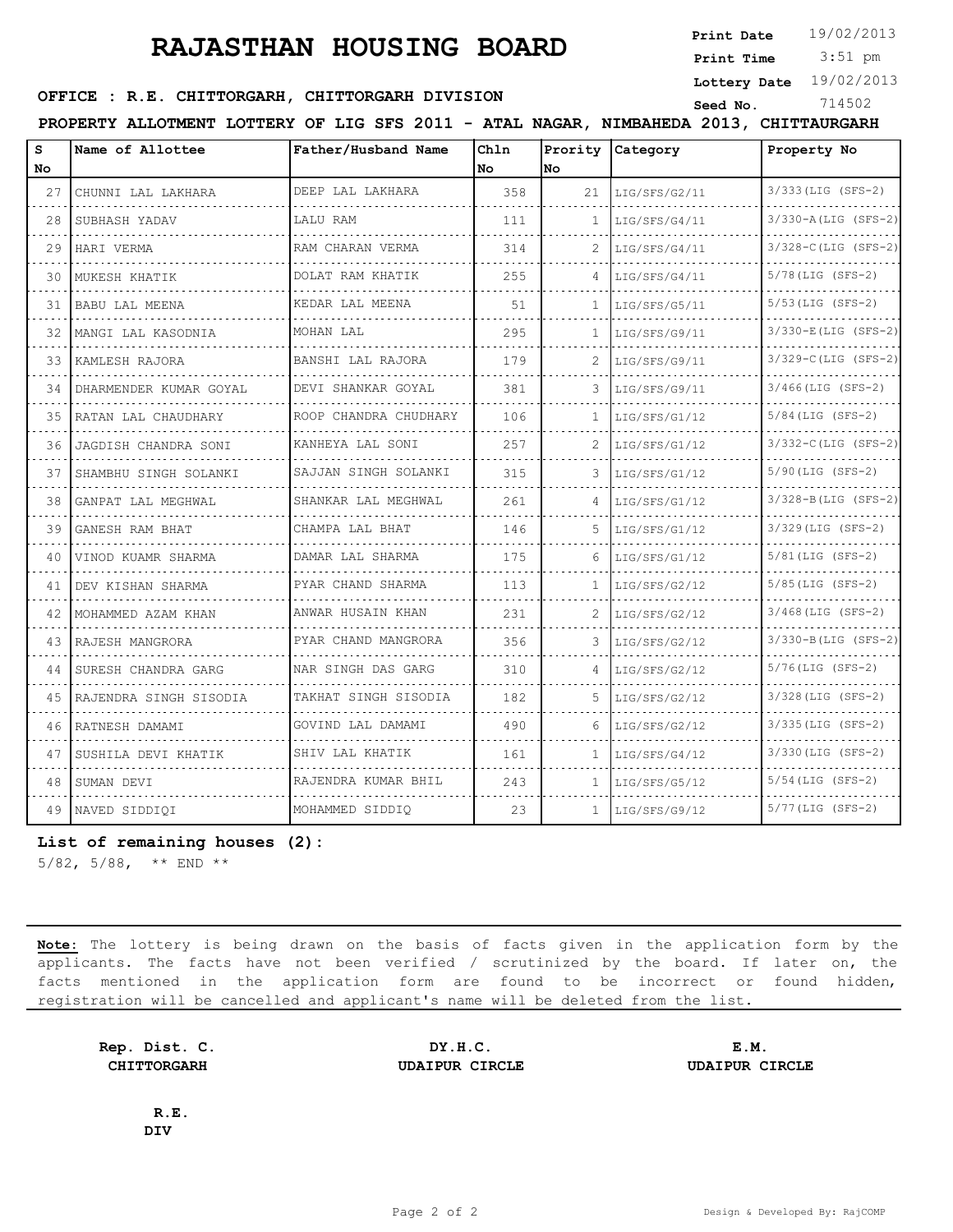# RAJASTHAN HOUSING BOARD

**Print Date** 19/02/2013
**Print Time** 3:51 pm
**Lottery Date** 19/02/2013
**Seed No.** 714502

**OFFICE : R.E. CHITTORGARH, CHITTORGARH DIVISION**

**PROPERTY ALLOTMENT LOTTERY OF LIG SFS 2011 - ATAL NAGAR, NIMBAHEDA 2013, CHITTAURGARH**

| S No | Name of Allottee | Father/Husband Name | Chln No | Prority No | Category | Property No |
|---|---|---|---|---|---|---|
| 27 | CHUNNI LAL LAKHARA | DEEP LAL LAKHARA | 358 | 21 | LIG/SFS/G2/11 | 3/333(LIG (SFS-2) |
| 28 | SUBHASH YADAV | LALU RAM | 111 | 1 | LIG/SFS/G4/11 | 3/330-A(LIG (SFS-2) |
| 29 | HARI VERMA | RAM CHARAN VERMA | 314 | 2 | LIG/SFS/G4/11 | 3/328-C(LIG (SFS-2) |
| 30 | MUKESH KHATIK | DOLAT RAM KHATIK | 255 | 4 | LIG/SFS/G4/11 | 5/78(LIG (SFS-2) |
| 31 | BABU LAL MEENA | KEDAR LAL MEENA | 51 | 1 | LIG/SFS/G5/11 | 5/53(LIG (SFS-2) |
| 32 | MANGI LAL KASODNIA | MOHAN LAL | 295 | 1 | LIG/SFS/G9/11 | 3/330-E(LIG (SFS-2) |
| 33 | KAMLESH RAJORA | BANSHI LAL RAJORA | 179 | 2 | LIG/SFS/G9/11 | 3/329-C(LIG (SFS-2) |
| 34 | DHARMENDER KUMAR GOYAL | DEVI SHANKAR GOYAL | 381 | 3 | LIG/SFS/G9/11 | 3/466(LIG (SFS-2) |
| 35 | RATAN LAL CHAUDHARY | ROOP CHANDRA CHUDHARY | 106 | 1 | LIG/SFS/G1/12 | 5/84(LIG (SFS-2) |
| 36 | JAGDISH CHANDRA SONI | KANHEYA LAL SONI | 257 | 2 | LIG/SFS/G1/12 | 3/332-C(LIG (SFS-2) |
| 37 | SHAMBHU SINGH SOLANKI | SAJJAN SINGH SOLANKI | 315 | 3 | LIG/SFS/G1/12 | 5/90(LIG (SFS-2) |
| 38 | GANPAT LAL MEGHWAL | SHANKAR LAL MEGHWAL | 261 | 4 | LIG/SFS/G1/12 | 3/328-B(LIG (SFS-2) |
| 39 | GANESH RAM BHAT | CHAMPA LAL BHAT | 146 | 5 | LIG/SFS/G1/12 | 3/329(LIG (SFS-2) |
| 40 | VINOD KUAMR SHARMA | DAMAR LAL SHARMA | 175 | 6 | LIG/SFS/G1/12 | 5/81(LIG (SFS-2) |
| 41 | DEV KISHAN SHARMA | PYAR CHAND SHARMA | 113 | 1 | LIG/SFS/G2/12 | 5/85(LIG (SFS-2) |
| 42 | MOHAMMED AZAM KHAN | ANWAR HUSAIN KHAN | 231 | 2 | LIG/SFS/G2/12 | 3/468(LIG (SFS-2) |
| 43 | RAJESH MANGRORA | PYAR CHAND MANGRORA | 356 | 3 | LIG/SFS/G2/12 | 3/330-B(LIG (SFS-2) |
| 44 | SURESH CHANDRA GARG | NAR SINGH DAS GARG | 310 | 4 | LIG/SFS/G2/12 | 5/76(LIG (SFS-2) |
| 45 | RAJENDRA SINGH SISODIA | TAKHAT SINGH SISODIA | 182 | 5 | LIG/SFS/G2/12 | 3/328(LIG (SFS-2) |
| 46 | RATNESH DAMAMI | GOVIND LAL DAMAMI | 490 | 6 | LIG/SFS/G2/12 | 3/335(LIG (SFS-2) |
| 47 | SUSHILA DEVI KHATIK | SHIV LAL KHATIK | 161 | 1 | LIG/SFS/G4/12 | 3/330(LIG (SFS-2) |
| 48 | SUMAN DEVI | RAJENDRA KUMAR BHIL | 243 | 1 | LIG/SFS/G5/12 | 5/54(LIG (SFS-2) |
| 49 | NAVED SIDDIQI | MOHAMMED SIDDIQ | 23 | 1 | LIG/SFS/G9/12 | 5/77(LIG (SFS-2) |

**List of remaining houses (2):**

5/82, 5/88, ** END **

**Note:** The lottery is being drawn on the basis of facts given in the application form by the applicants. The facts have not been verified / scrutinized by the board. If later on, the facts mentioned in the application form are found to be incorrect or found hidden, registration will be cancelled and applicant's name will be deleted from the list.

**Rep. Dist. C.**
**CHITTORGARH**

**DY.H.C.**
**UDAIPUR CIRCLE**

**E.M.**
**UDAIPUR CIRCLE**

**R.E.**
**DIV**

Design & Developed By: RajCOMP